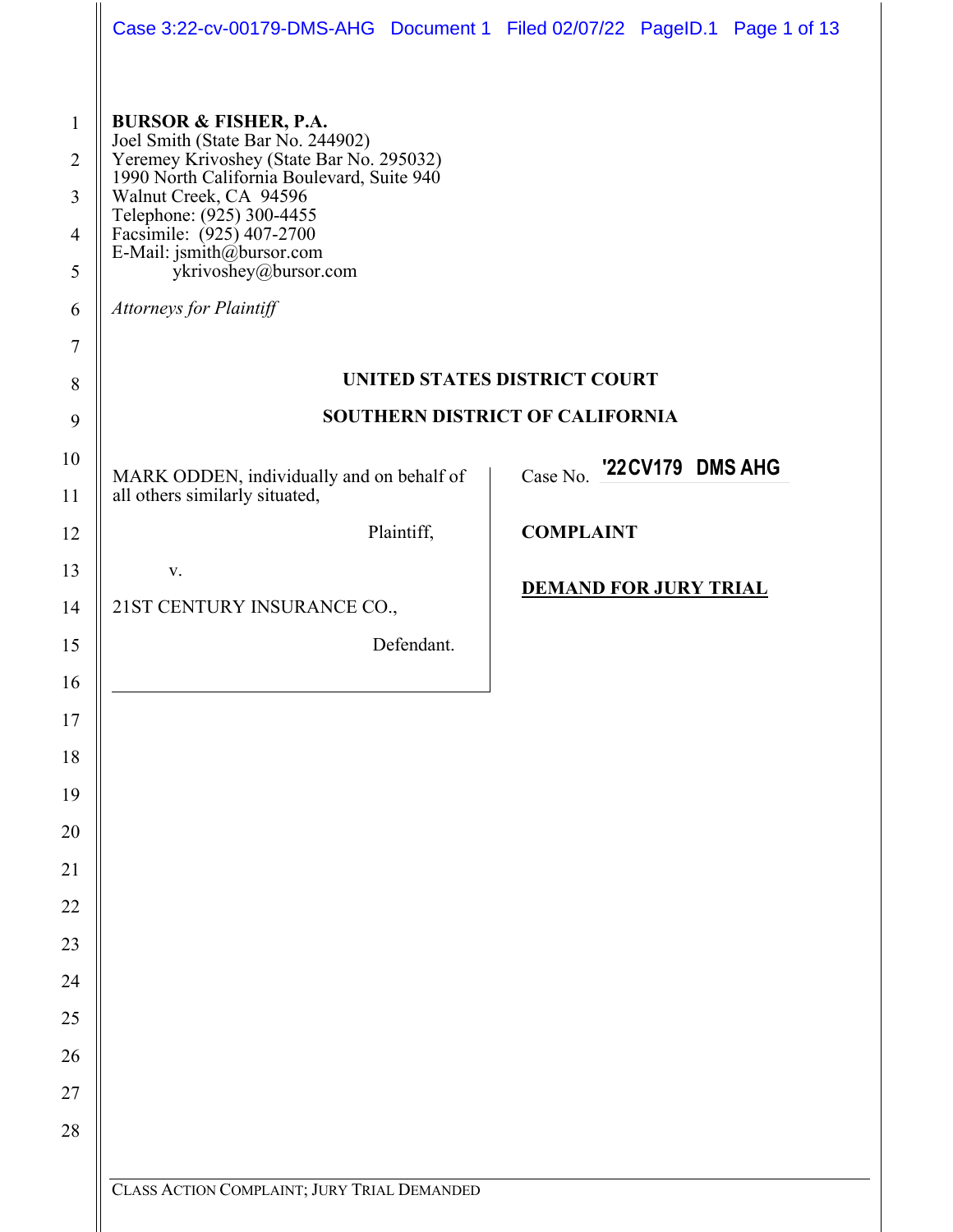**BURSOR & FISHER, P.A.**
Joel Smith (State Bar No. 244902)
Yeremey Krivoshey (State Bar No. 295032)
1990 North California Boulevard, Suite 940
Walnut Creek, CA 94596
Telephone: (925) 300-4455
Facsimile: (925) 407-2700
E-Mail: jsmith@bursor.com
ykrivoshey@bursor.com

*Attorneys for Plaintiff*

**UNITED STATES DISTRICT COURT**

**SOUTHERN DISTRICT OF CALIFORNIA**

MARK ODDEN, individually and on behalf of all others similarly situated,

Plaintiff,

v.

21ST CENTURY INSURANCE CO.,

Defendant.

Case No. '22CV179 DMS AHG

**COMPLAINT**

**DEMAND FOR JURY TRIAL**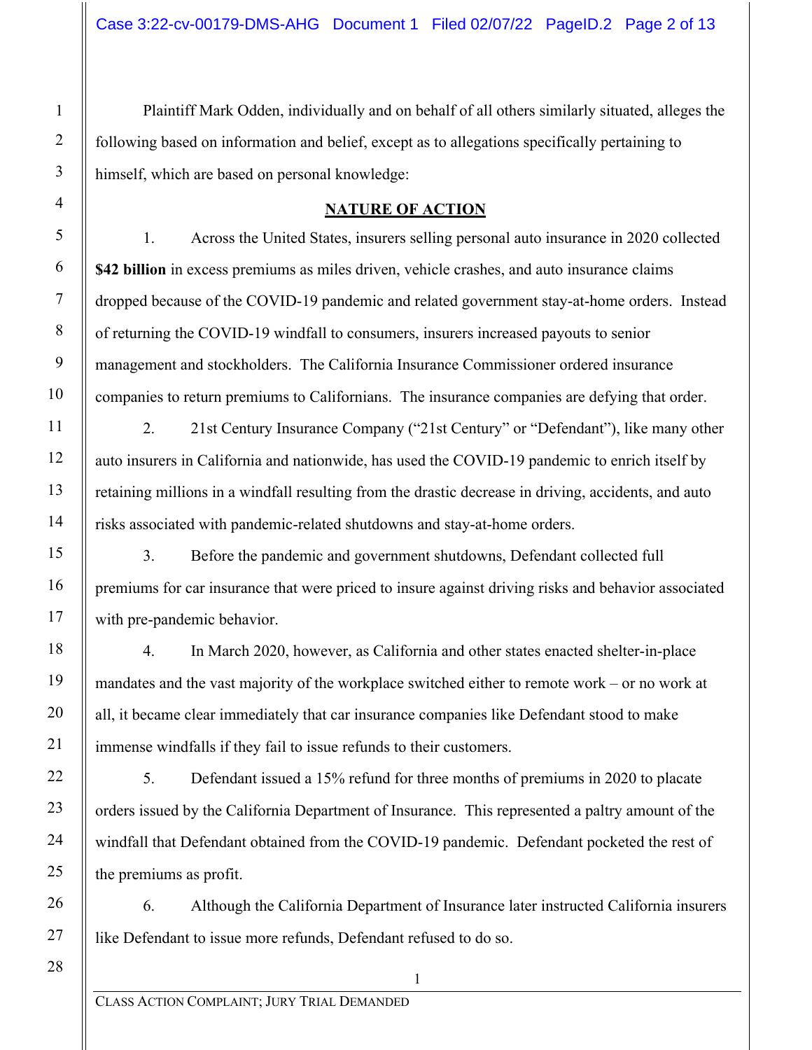Plaintiff Mark Odden, individually and on behalf of all others similarly situated, alleges the following based on information and belief, except as to allegations specifically pertaining to himself, which are based on personal knowledge:

## NATURE OF ACTION

1. Across the United States, insurers selling personal auto insurance in 2020 collected **$42 billion** in excess premiums as miles driven, vehicle crashes, and auto insurance claims dropped because of the COVID-19 pandemic and related government stay-at-home orders. Instead of returning the COVID-19 windfall to consumers, insurers increased payouts to senior management and stockholders. The California Insurance Commissioner ordered insurance companies to return premiums to Californians. The insurance companies are defying that order.

2. 21st Century Insurance Company ("21st Century" or "Defendant"), like many other auto insurers in California and nationwide, has used the COVID-19 pandemic to enrich itself by retaining millions in a windfall resulting from the drastic decrease in driving, accidents, and auto risks associated with pandemic-related shutdowns and stay-at-home orders.

3. Before the pandemic and government shutdowns, Defendant collected full premiums for car insurance that were priced to insure against driving risks and behavior associated with pre-pandemic behavior.

4. In March 2020, however, as California and other states enacted shelter-in-place mandates and the vast majority of the workplace switched either to remote work – or no work at all, it became clear immediately that car insurance companies like Defendant stood to make immense windfalls if they fail to issue refunds to their customers.

5. Defendant issued a 15% refund for three months of premiums in 2020 to placate orders issued by the California Department of Insurance. This represented a paltry amount of the windfall that Defendant obtained from the COVID-19 pandemic. Defendant pocketed the rest of the premiums as profit.

6. Although the California Department of Insurance later instructed California insurers like Defendant to issue more refunds, Defendant refused to do so.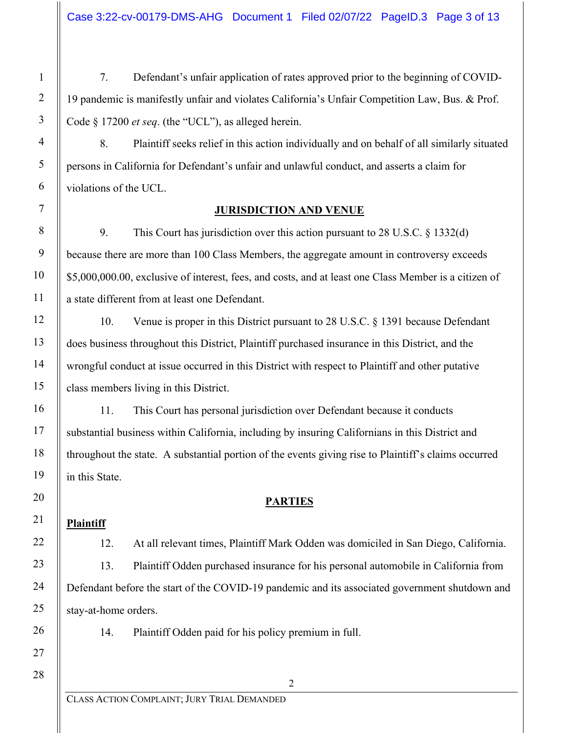7. Defendant's unfair application of rates approved prior to the beginning of COVID-19 pandemic is manifestly unfair and violates California's Unfair Competition Law, Bus. & Prof. Code § 17200 *et seq*. (the "UCL"), as alleged herein.

8. Plaintiff seeks relief in this action individually and on behalf of all similarly situated persons in California for Defendant's unfair and unlawful conduct, and asserts a claim for violations of the UCL.

## JURISDICTION AND VENUE

9. This Court has jurisdiction over this action pursuant to 28 U.S.C. § 1332(d) because there are more than 100 Class Members, the aggregate amount in controversy exceeds $5,000,000.00, exclusive of interest, fees, and costs, and at least one Class Member is a citizen of a state different from at least one Defendant.

10. Venue is proper in this District pursuant to 28 U.S.C. § 1391 because Defendant does business throughout this District, Plaintiff purchased insurance in this District, and the wrongful conduct at issue occurred in this District with respect to Plaintiff and other putative class members living in this District.

11. This Court has personal jurisdiction over Defendant because it conducts substantial business within California, including by insuring Californians in this District and throughout the state. A substantial portion of the events giving rise to Plaintiff's claims occurred in this State.

## PARTIES

### Plaintiff

12. At all relevant times, Plaintiff Mark Odden was domiciled in San Diego, California.

13. Plaintiff Odden purchased insurance for his personal automobile in California from Defendant before the start of the COVID-19 pandemic and its associated government shutdown and stay-at-home orders.

14. Plaintiff Odden paid for his policy premium in full.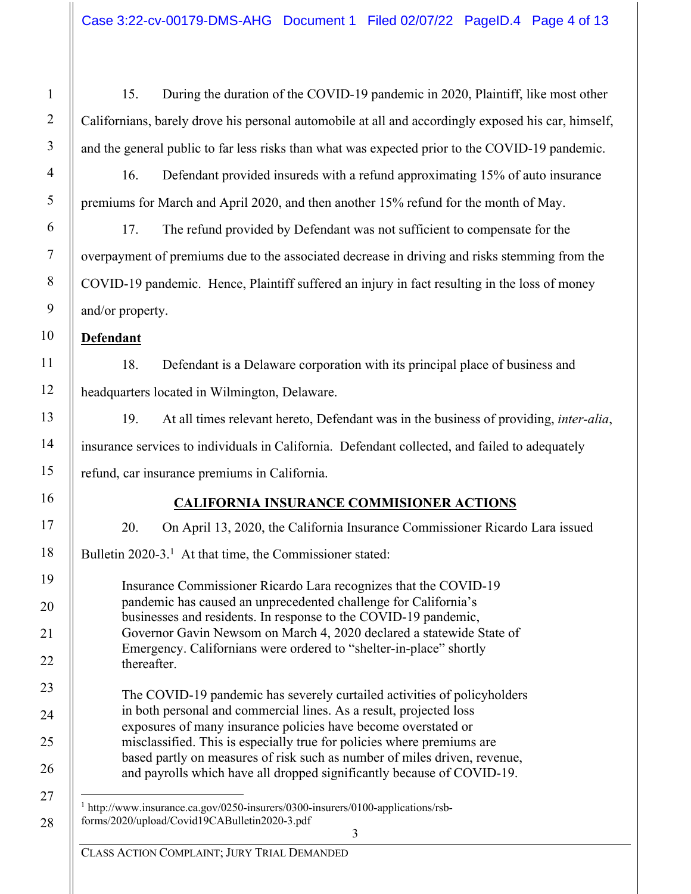15. During the duration of the COVID-19 pandemic in 2020, Plaintiff, like most other Californians, barely drove his personal automobile at all and accordingly exposed his car, himself, and the general public to far less risks than what was expected prior to the COVID-19 pandemic.

16. Defendant provided insureds with a refund approximating 15% of auto insurance premiums for March and April 2020, and then another 15% refund for the month of May.

17. The refund provided by Defendant was not sufficient to compensate for the overpayment of premiums due to the associated decrease in driving and risks stemming from the COVID-19 pandemic. Hence, Plaintiff suffered an injury in fact resulting in the loss of money and/or property.

**Defendant**

18. Defendant is a Delaware corporation with its principal place of business and headquarters located in Wilmington, Delaware.

19. At all times relevant hereto, Defendant was in the business of providing, *inter-alia*, insurance services to individuals in California. Defendant collected, and failed to adequately refund, car insurance premiums in California.

## CALIFORNIA INSURANCE COMMISIONER ACTIONS

20. On April 13, 2020, the California Insurance Commissioner Ricardo Lara issued Bulletin 2020-3.[1] At that time, the Commissioner stated:

> Insurance Commissioner Ricardo Lara recognizes that the COVID-19 pandemic has caused an unprecedented challenge for California's businesses and residents. In response to the COVID-19 pandemic, Governor Gavin Newsom on March 4, 2020 declared a statewide State of Emergency. Californians were ordered to "shelter-in-place" shortly thereafter.
>
> The COVID-19 pandemic has severely curtailed activities of policyholders in both personal and commercial lines. As a result, projected loss exposures of many insurance policies have become overstated or misclassified. This is especially true for policies where premiums are based partly on measures of risk such as number of miles driven, revenue, and payrolls which have all dropped significantly because of COVID-19.

---

[1] http://www.insurance.ca.gov/0250-insurers/0300-insurers/0100-applications/rsb-forms/2020/upload/Covid19CABulletin2020-3.pdf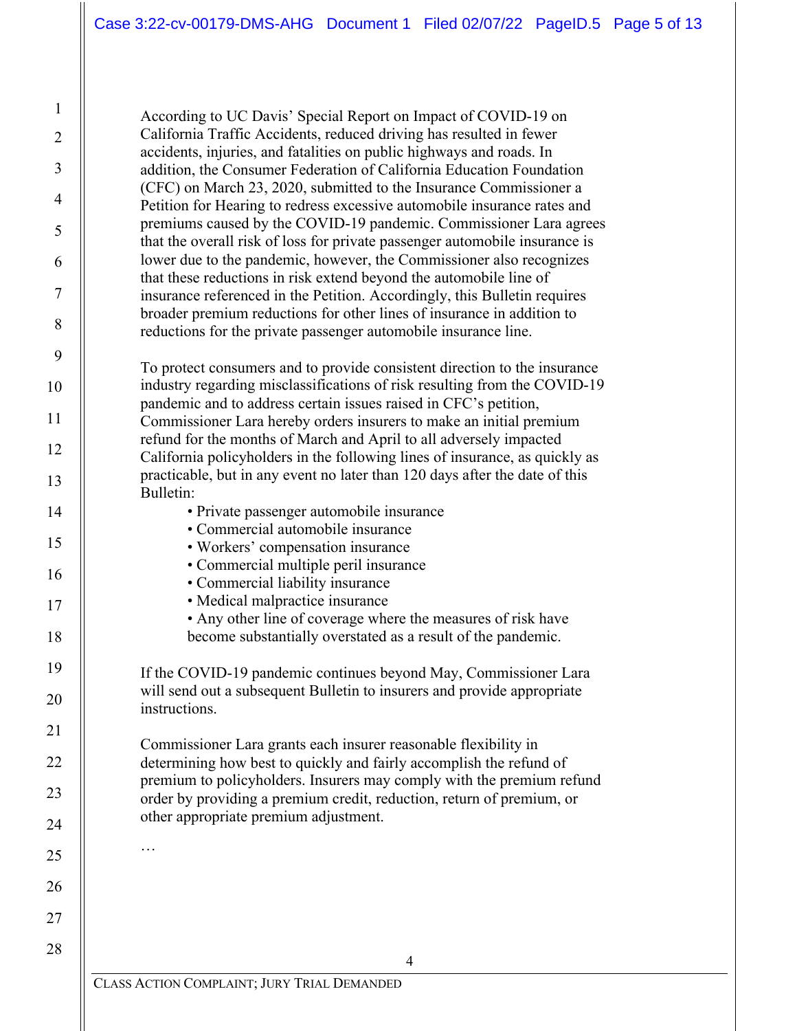According to UC Davis' Special Report on Impact of COVID-19 on California Traffic Accidents, reduced driving has resulted in fewer accidents, injuries, and fatalities on public highways and roads. In addition, the Consumer Federation of California Education Foundation (CFC) on March 23, 2020, submitted to the Insurance Commissioner a Petition for Hearing to redress excessive automobile insurance rates and premiums caused by the COVID-19 pandemic. Commissioner Lara agrees that the overall risk of loss for private passenger automobile insurance is lower due to the pandemic, however, the Commissioner also recognizes that these reductions in risk extend beyond the automobile line of insurance referenced in the Petition. Accordingly, this Bulletin requires broader premium reductions for other lines of insurance in addition to reductions for the private passenger automobile insurance line.

To protect consumers and to provide consistent direction to the insurance industry regarding misclassifications of risk resulting from the COVID-19 pandemic and to address certain issues raised in CFC's petition, Commissioner Lara hereby orders insurers to make an initial premium refund for the months of March and April to all adversely impacted California policyholders in the following lines of insurance, as quickly as practicable, but in any event no later than 120 days after the date of this Bulletin:

- Private passenger automobile insurance
- Commercial automobile insurance
- Workers' compensation insurance
- Commercial multiple peril insurance
- Commercial liability insurance
- Medical malpractice insurance
- Any other line of coverage where the measures of risk have become substantially overstated as a result of the pandemic.

If the COVID-19 pandemic continues beyond May, Commissioner Lara will send out a subsequent Bulletin to insurers and provide appropriate instructions.

Commissioner Lara grants each insurer reasonable flexibility in determining how best to quickly and fairly accomplish the refund of premium to policyholders. Insurers may comply with the premium refund order by providing a premium credit, reduction, return of premium, or other appropriate premium adjustment.

…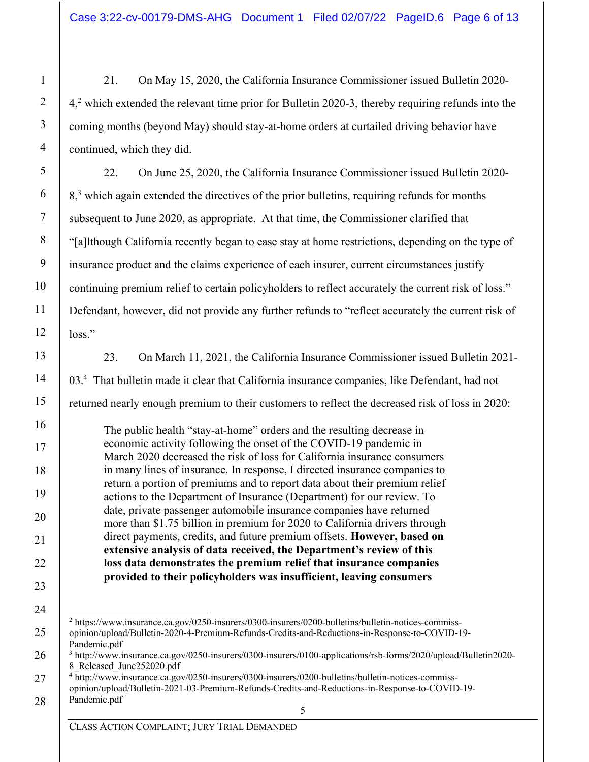21. On May 15, 2020, the California Insurance Commissioner issued Bulletin 2020-4,[2] which extended the relevant time prior for Bulletin 2020-3, thereby requiring refunds into the coming months (beyond May) should stay-at-home orders at curtailed driving behavior have continued, which they did.

22. On June 25, 2020, the California Insurance Commissioner issued Bulletin 2020-8,[3] which again extended the directives of the prior bulletins, requiring refunds for months subsequent to June 2020, as appropriate. At that time, the Commissioner clarified that "[a]lthough California recently began to ease stay at home restrictions, depending on the type of insurance product and the claims experience of each insurer, current circumstances justify continuing premium relief to certain policyholders to reflect accurately the current risk of loss." Defendant, however, did not provide any further refunds to "reflect accurately the current risk of loss."

23. On March 11, 2021, the California Insurance Commissioner issued Bulletin 2021-03.[4] That bulletin made it clear that California insurance companies, like Defendant, had not returned nearly enough premium to their customers to reflect the decreased risk of loss in 2020:

> The public health "stay-at-home" orders and the resulting decrease in economic activity following the onset of the COVID-19 pandemic in March 2020 decreased the risk of loss for California insurance consumers in many lines of insurance. In response, I directed insurance companies to return a portion of premiums and to report data about their premium relief actions to the Department of Insurance (Department) for our review. To date, private passenger automobile insurance companies have returned more than $1.75 billion in premium for 2020 to California drivers through direct payments, credits, and future premium offsets. **However, based on extensive analysis of data received, the Department's review of this loss data demonstrates the premium relief that insurance companies provided to their policyholders was insufficient, leaving consumers**

---

[2] https://www.insurance.ca.gov/0250-insurers/0300-insurers/0200-bulletins/bulletin-notices-commiss-opinion/upload/Bulletin-2020-4-Premium-Refunds-Credits-and-Reductions-in-Response-to-COVID-19-Pandemic.pdf

[3] http://www.insurance.ca.gov/0250-insurers/0300-insurers/0100-applications/rsb-forms/2020/upload/Bulletin2020-8_Released_June252020.pdf

[4] http://www.insurance.ca.gov/0250-insurers/0300-insurers/0200-bulletins/bulletin-notices-commiss-opinion/upload/Bulletin-2021-03-Premium-Refunds-Credits-and-Reductions-in-Response-to-COVID-19-Pandemic.pdf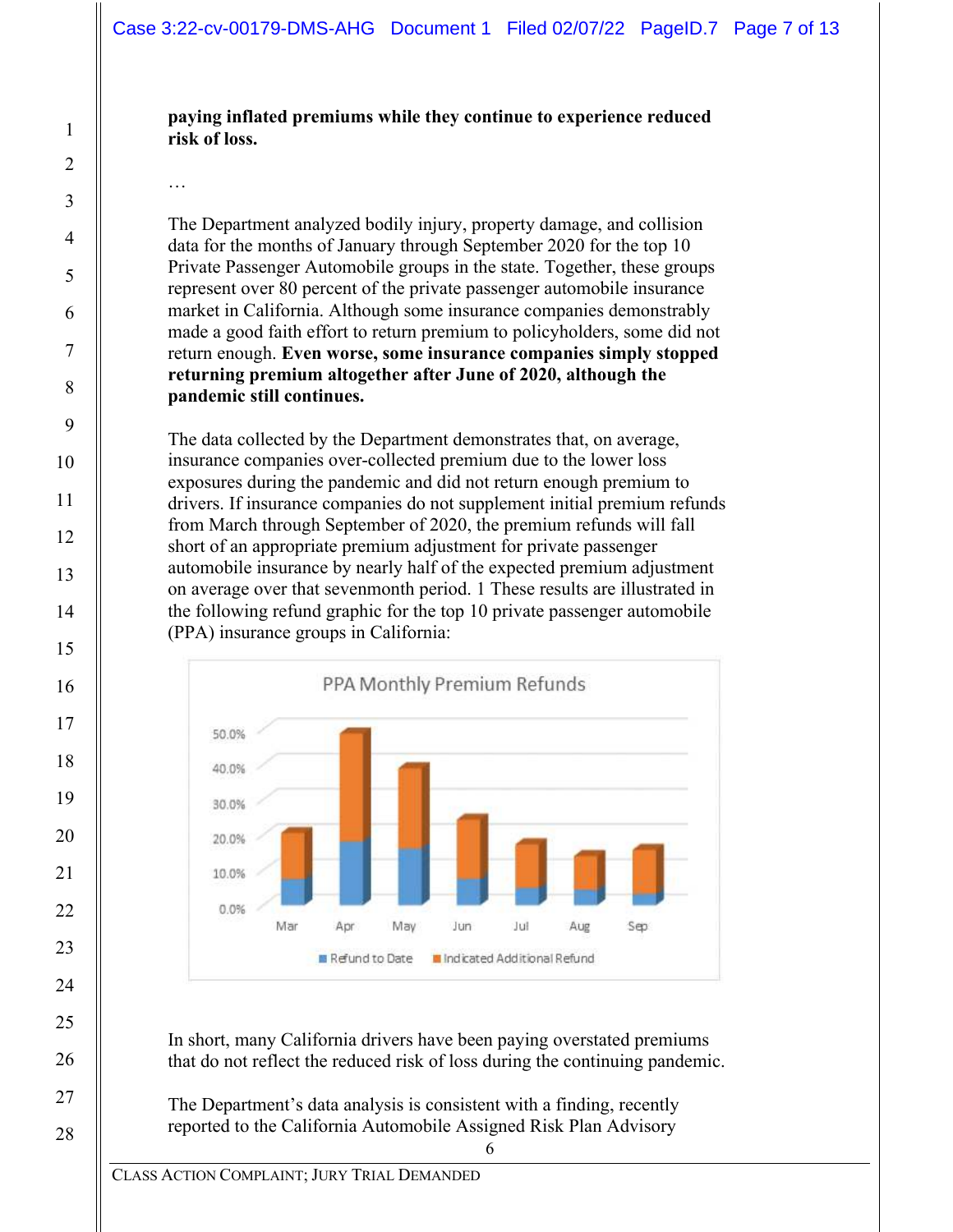**paying inflated premiums while they continue to experience reduced risk of loss.**

…

The Department analyzed bodily injury, property damage, and collision data for the months of January through September 2020 for the top 10 Private Passenger Automobile groups in the state. Together, these groups represent over 80 percent of the private passenger automobile insurance market in California. Although some insurance companies demonstrably made a good faith effort to return premium to policyholders, some did not return enough. **Even worse, some insurance companies simply stopped returning premium altogether after June of 2020, although the pandemic still continues.**

The data collected by the Department demonstrates that, on average, insurance companies over-collected premium due to the lower loss exposures during the pandemic and did not return enough premium to drivers. If insurance companies do not supplement initial premium refunds from March through September of 2020, the premium refunds will fall short of an appropriate premium adjustment for private passenger automobile insurance by nearly half of the expected premium adjustment on average over that sevenmonth period. 1 These results are illustrated in the following refund graphic for the top 10 private passenger automobile (PPA) insurance groups in California:

PPA Monthly Premium Refunds

In short, many California drivers have been paying overstated premiums that do not reflect the reduced risk of loss during the continuing pandemic.

The Department's data analysis is consistent with a finding, recently reported to the California Automobile Assigned Risk Plan Advisory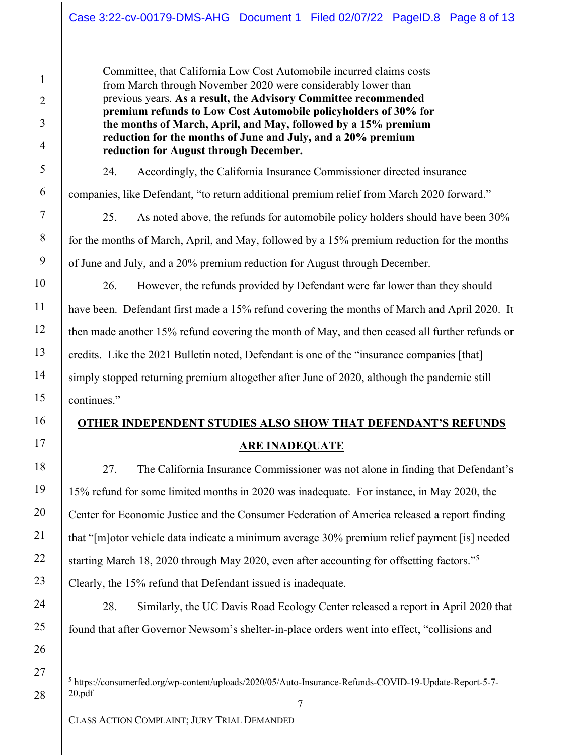Committee, that California Low Cost Automobile incurred claims costs from March through November 2020 were considerably lower than previous years. **As a result, the Advisory Committee recommended premium refunds to Low Cost Automobile policyholders of 30% for the months of March, April, and May, followed by a 15% premium reduction for the months of June and July, and a 20% premium reduction for August through December.**

24. Accordingly, the California Insurance Commissioner directed insurance companies, like Defendant, "to return additional premium relief from March 2020 forward."

25. As noted above, the refunds for automobile policy holders should have been 30% for the months of March, April, and May, followed by a 15% premium reduction for the months of June and July, and a 20% premium reduction for August through December.

26. However, the refunds provided by Defendant were far lower than they should have been. Defendant first made a 15% refund covering the months of March and April 2020. It then made another 15% refund covering the month of May, and then ceased all further refunds or credits. Like the 2021 Bulletin noted, Defendant is one of the "insurance companies [that] simply stopped returning premium altogether after June of 2020, although the pandemic still continues."

## OTHER INDEPENDENT STUDIES ALSO SHOW THAT DEFENDANT'S REFUNDS ARE INADEQUATE

27. The California Insurance Commissioner was not alone in finding that Defendant's 15% refund for some limited months in 2020 was inadequate. For instance, in May 2020, the Center for Economic Justice and the Consumer Federation of America released a report finding that "[m]otor vehicle data indicate a minimum average 30% premium relief payment [is] needed starting March 18, 2020 through May 2020, even after accounting for offsetting factors."[5] Clearly, the 15% refund that Defendant issued is inadequate.

28. Similarly, the UC Davis Road Ecology Center released a report in April 2020 that found that after Governor Newsom's shelter-in-place orders went into effect, "collisions and

---

[5] https://consumerfed.org/wp-content/uploads/2020/05/Auto-Insurance-Refunds-COVID-19-Update-Report-5-7-20.pdf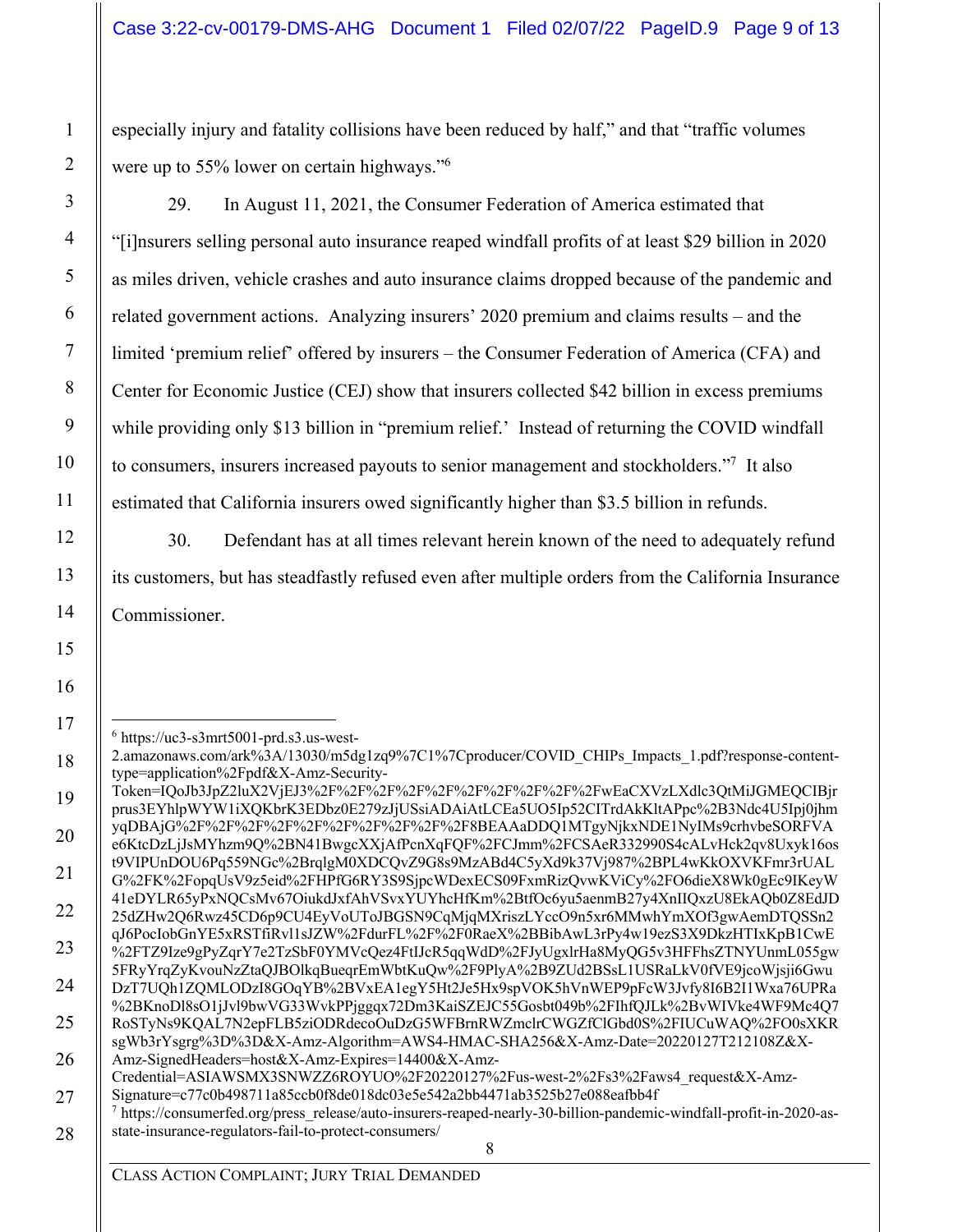especially injury and fatality collisions have been reduced by half," and that "traffic volumes were up to 55% lower on certain highways."[6]

29. In August 11, 2021, the Consumer Federation of America estimated that "[i]nsurers selling personal auto insurance reaped windfall profits of at least $29 billion in 2020 as miles driven, vehicle crashes and auto insurance claims dropped because of the pandemic and related government actions. Analyzing insurers' 2020 premium and claims results – and the limited 'premium relief' offered by insurers – the Consumer Federation of America (CFA) and Center for Economic Justice (CEJ) show that insurers collected $42 billion in excess premiums while providing only $13 billion in "premium relief.' Instead of returning the COVID windfall to consumers, insurers increased payouts to senior management and stockholders."[7] It also estimated that California insurers owed significantly higher than $3.5 billion in refunds.

30. Defendant has at all times relevant herein known of the need to adequately refund its customers, but has steadfastly refused even after multiple orders from the California Insurance Commissioner.

---

[6] https://uc3-s3mrt5001-prd.s3.us-west-2.amazonaws.com/ark%3A/13030/m5dg1zq9%7C1%7Cproducer/COVID_CHIPs_Impacts_1.pdf?response-content-type=application%2Fpdf&X-Amz-Security-Token=IQoJb3JpZ2luX2VjEJ3%2F%2F%2F%2F%2F%2F%2F%2F%2F%2FwEaCXVzLXdlc3QtMiJGMEQCIBjrprus3EYhlpWYW1iXQKbrK3EDbz0E279zJjUSsiADAiAtLCEa5UO5Ip52CITrdAkKltAPpc%2B3Ndc4U5Ipj0jhmyqDBAjG%2F%2F%2F%2F%2F%2F%2F%2F%2F%2F8BEAAaDDQ1MTgyNjkxNDE1NyIMs9crhvbeSORFVAe6KtcDzLjJsMYhzm9Q%2BN41BwgcXXjAfPcnXqFQF%2FCJmm%2FCSAeR332990S4cALvHck2qv8Uxyk16ost9VIPUnDOU6Pq559NGc%2BrqlgM0XDCQvZ9G8s9MzABd4C5yXd9k37Vj987%2BPL4wKkOXVKFmr3rUALG%2FK%2FopqUsV9z5eid%2FHPfG6RY3S9SjpcWDexECS09FxmRizQvwKViCy%2FO6dieX8Wk0gEc9IKeyW41eDYLR65yPxNQCsMv67OiukdJxfAhVSvxYUYhcHfKm%2BtfOc6yu5aenmB27y4XnIIQxzU8EkAQb0Z8EdJD25dZHw2Q6Rwz45CD6p9CU4EyVoUToJBGSN9CqMjqMXriszLYccO9n5xr6MMwhYmXOf3gwAemDTQSSn2qJ6PocIobGnYE5xRSTfiRvl1sJZW%2FdurFL%2F%2F0RaeX%2BBibAwL3rPy4w19ezS3X9DkzHTIxKpB1CwE%2FTZ9Ize9gPyZqrY7e2TzSbF0YMVcQez4FtIJcR5qqWdD%2FJyUgxlrHa8MyQG5v3HFFhsZTNYUnmL055gw5FRyYrqZyKvouNzZtaQJBOlkqBueqrEmWbtKuQw%2F9PlyA%2B9ZUd2BSsL1USRaLkV0fVE9jcoWjsji6GwuDzT7UQh1ZQMLODzI8GOqYB%2BVxEA1egY5Ht2Je5Hx9spVOK5hVnWEP9pFcW3Jvfy8I6B2I1Wxa76UPRa%2BKnoDl8sO1jJvl9bwVG33WvkPPjggqx72Dm3KaiSZEJC55Gosbt049b%2FIhfQJLk%2BvWIVke4WF9Mc4Q7RoSTyNs9KQAL7N2epFLB5ziODRdecoOuDzG5WFBrnRWZmclrCWGZfClGbd0S%2FIUCuWAQ%2FO0sXKRsgWb3rYsgrg%3D%3D&X-Amz-Algorithm=AWS4-HMAC-SHA256&X-Amz-Date=20220127T212108Z&X-Amz-SignedHeaders=host&X-Amz-Expires=14400&X-Amz-Credential=ASIAWSMX3SNWZZ6ROYUO%2F20220127%2Fus-west-2%2Fs3%2Faws4_request&X-Amz-Signature=c77c0b498711a85ccb0f8de018dc03e5e542a2bb4471ab3525b27e088eafbb4f

[7] https://consumerfed.org/press_release/auto-insurers-reaped-nearly-30-billion-pandemic-windfall-profit-in-2020-as-state-insurance-regulators-fail-to-protect-consumers/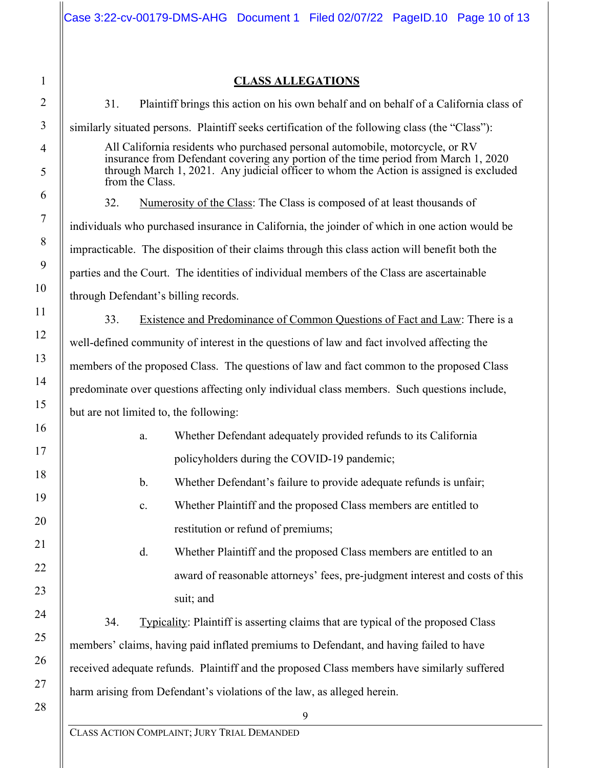## CLASS ALLEGATIONS

31. Plaintiff brings this action on his own behalf and on behalf of a California class of similarly situated persons. Plaintiff seeks certification of the following class (the "Class"):

> All California residents who purchased personal automobile, motorcycle, or RV insurance from Defendant covering any portion of the time period from March 1, 2020 through March 1, 2021. Any judicial officer to whom the Action is assigned is excluded from the Class.

32. Numerosity of the Class: The Class is composed of at least thousands of individuals who purchased insurance in California, the joinder of which in one action would be impracticable. The disposition of their claims through this class action will benefit both the parties and the Court. The identities of individual members of the Class are ascertainable through Defendant's billing records.

33. Existence and Predominance of Common Questions of Fact and Law: There is a well-defined community of interest in the questions of law and fact involved affecting the members of the proposed Class. The questions of law and fact common to the proposed Class predominate over questions affecting only individual class members. Such questions include, but are not limited to, the following:

a. Whether Defendant adequately provided refunds to its California policyholders during the COVID-19 pandemic;

b. Whether Defendant's failure to provide adequate refunds is unfair;

c. Whether Plaintiff and the proposed Class members are entitled to restitution or refund of premiums;

d. Whether Plaintiff and the proposed Class members are entitled to an award of reasonable attorneys' fees, pre-judgment interest and costs of this suit; and

34. Typicality: Plaintiff is asserting claims that are typical of the proposed Class members' claims, having paid inflated premiums to Defendant, and having failed to have received adequate refunds. Plaintiff and the proposed Class members have similarly suffered harm arising from Defendant's violations of the law, as alleged herein.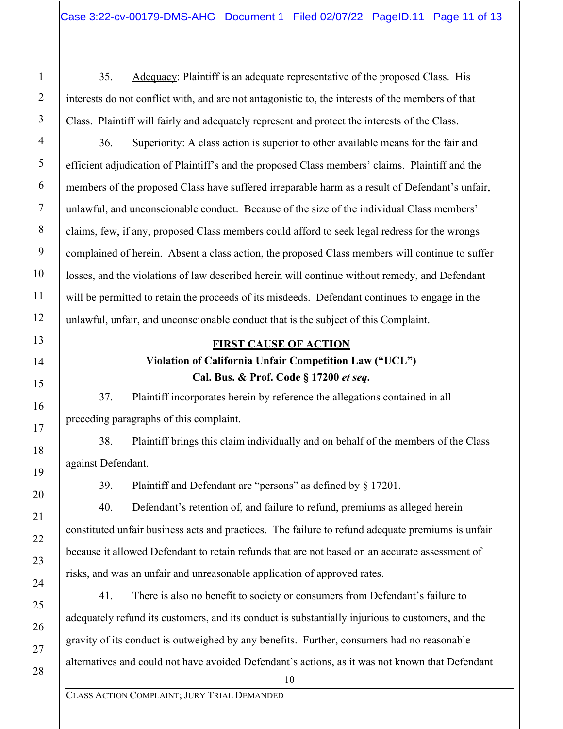35. Adequacy: Plaintiff is an adequate representative of the proposed Class. His interests do not conflict with, and are not antagonistic to, the interests of the members of that Class. Plaintiff will fairly and adequately represent and protect the interests of the Class.

36. Superiority: A class action is superior to other available means for the fair and efficient adjudication of Plaintiff's and the proposed Class members' claims. Plaintiff and the members of the proposed Class have suffered irreparable harm as a result of Defendant's unfair, unlawful, and unconscionable conduct. Because of the size of the individual Class members' claims, few, if any, proposed Class members could afford to seek legal redress for the wrongs complained of herein. Absent a class action, the proposed Class members will continue to suffer losses, and the violations of law described herein will continue without remedy, and Defendant will be permitted to retain the proceeds of its misdeeds. Defendant continues to engage in the unlawful, unfair, and unconscionable conduct that is the subject of this Complaint.

## FIRST CAUSE OF ACTION

### Violation of California Unfair Competition Law ("UCL") Cal. Bus. & Prof. Code § 17200 *et seq*.

37. Plaintiff incorporates herein by reference the allegations contained in all preceding paragraphs of this complaint.

38. Plaintiff brings this claim individually and on behalf of the members of the Class against Defendant.

39. Plaintiff and Defendant are "persons" as defined by § 17201.

40. Defendant's retention of, and failure to refund, premiums as alleged herein constituted unfair business acts and practices. The failure to refund adequate premiums is unfair because it allowed Defendant to retain refunds that are not based on an accurate assessment of risks, and was an unfair and unreasonable application of approved rates.

41. There is also no benefit to society or consumers from Defendant's failure to adequately refund its customers, and its conduct is substantially injurious to customers, and the gravity of its conduct is outweighed by any benefits. Further, consumers had no reasonable alternatives and could not have avoided Defendant's actions, as it was not known that Defendant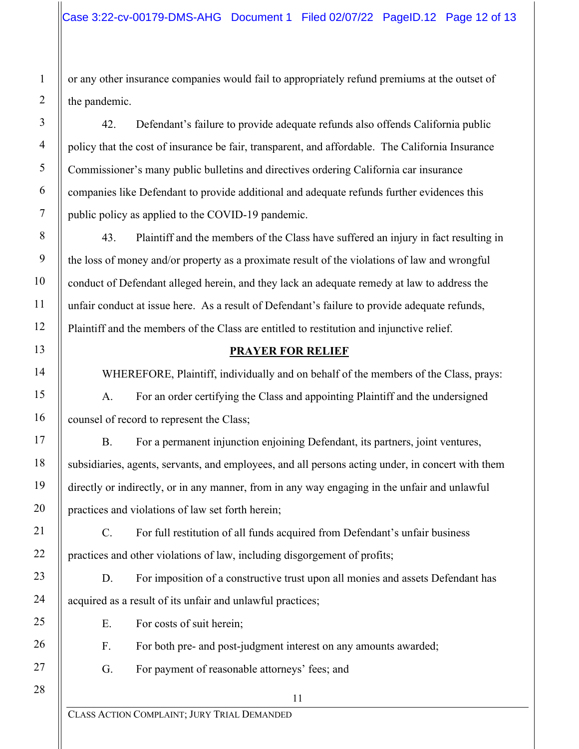or any other insurance companies would fail to appropriately refund premiums at the outset of the pandemic.

42. Defendant's failure to provide adequate refunds also offends California public policy that the cost of insurance be fair, transparent, and affordable. The California Insurance Commissioner's many public bulletins and directives ordering California car insurance companies like Defendant to provide additional and adequate refunds further evidences this public policy as applied to the COVID-19 pandemic.

43. Plaintiff and the members of the Class have suffered an injury in fact resulting in the loss of money and/or property as a proximate result of the violations of law and wrongful conduct of Defendant alleged herein, and they lack an adequate remedy at law to address the unfair conduct at issue here. As a result of Defendant's failure to provide adequate refunds, Plaintiff and the members of the Class are entitled to restitution and injunctive relief.

## PRAYER FOR RELIEF

WHEREFORE, Plaintiff, individually and on behalf of the members of the Class, prays:

A. For an order certifying the Class and appointing Plaintiff and the undersigned counsel of record to represent the Class;

B. For a permanent injunction enjoining Defendant, its partners, joint ventures, subsidiaries, agents, servants, and employees, and all persons acting under, in concert with them directly or indirectly, or in any manner, from in any way engaging in the unfair and unlawful practices and violations of law set forth herein;

C. For full restitution of all funds acquired from Defendant's unfair business practices and other violations of law, including disgorgement of profits;

D. For imposition of a constructive trust upon all monies and assets Defendant has acquired as a result of its unfair and unlawful practices;

E. For costs of suit herein;

F. For both pre- and post-judgment interest on any amounts awarded;

G. For payment of reasonable attorneys' fees; and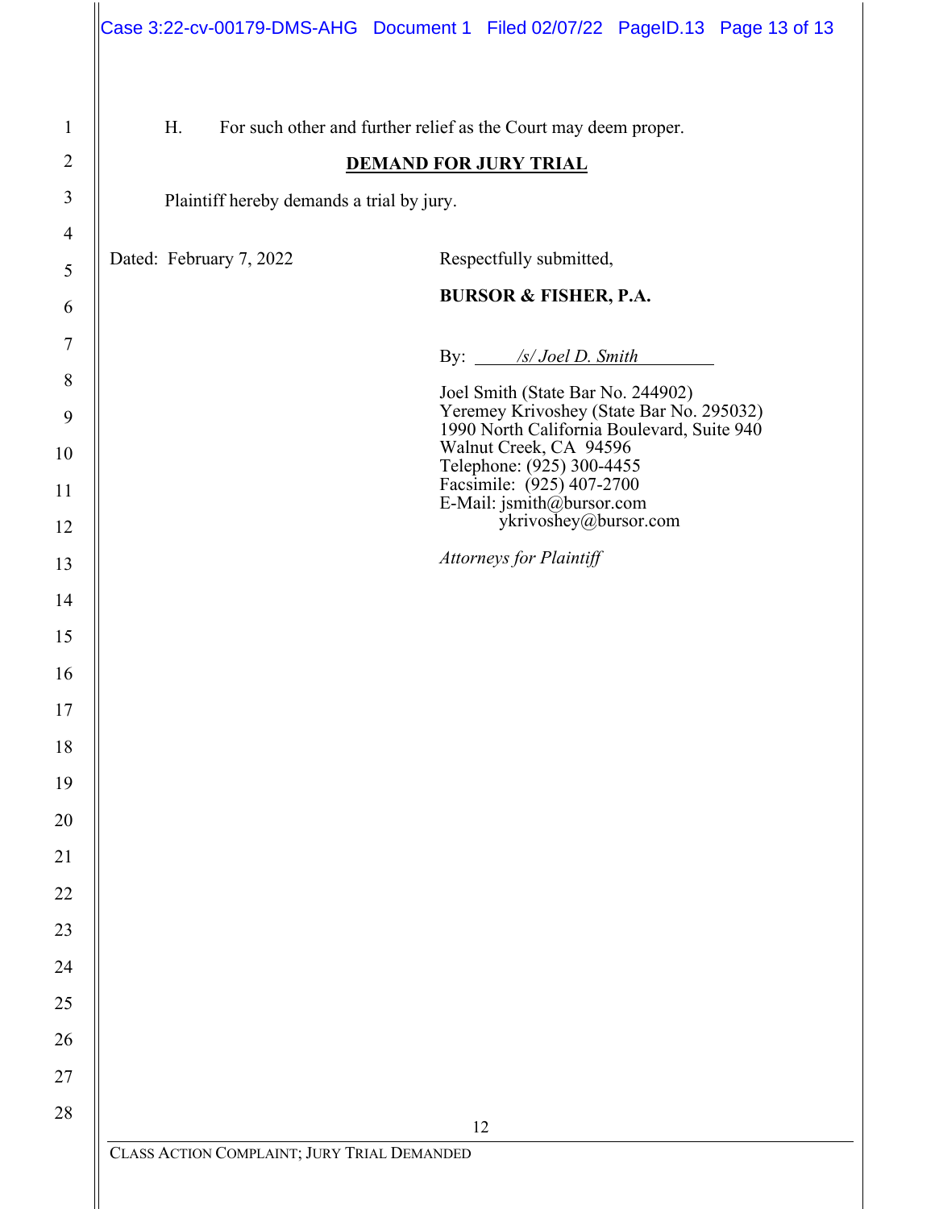H. For such other and further relief as the Court may deem proper.

## DEMAND FOR JURY TRIAL

Plaintiff hereby demands a trial by jury.

Dated: February 7, 2022

Respectfully submitted,

**BURSOR & FISHER, P.A.**

By: *_/s/ Joel D. Smith_*

Joel Smith (State Bar No. 244902)
Yeremey Krivoshey (State Bar No. 295032)
1990 North California Boulevard, Suite 940
Walnut Creek, CA 94596
Telephone: (925) 300-4455
Facsimile: (925) 407-2700
E-Mail: jsmith@bursor.com
ykrivoshey@bursor.com

*Attorneys for Plaintiff*